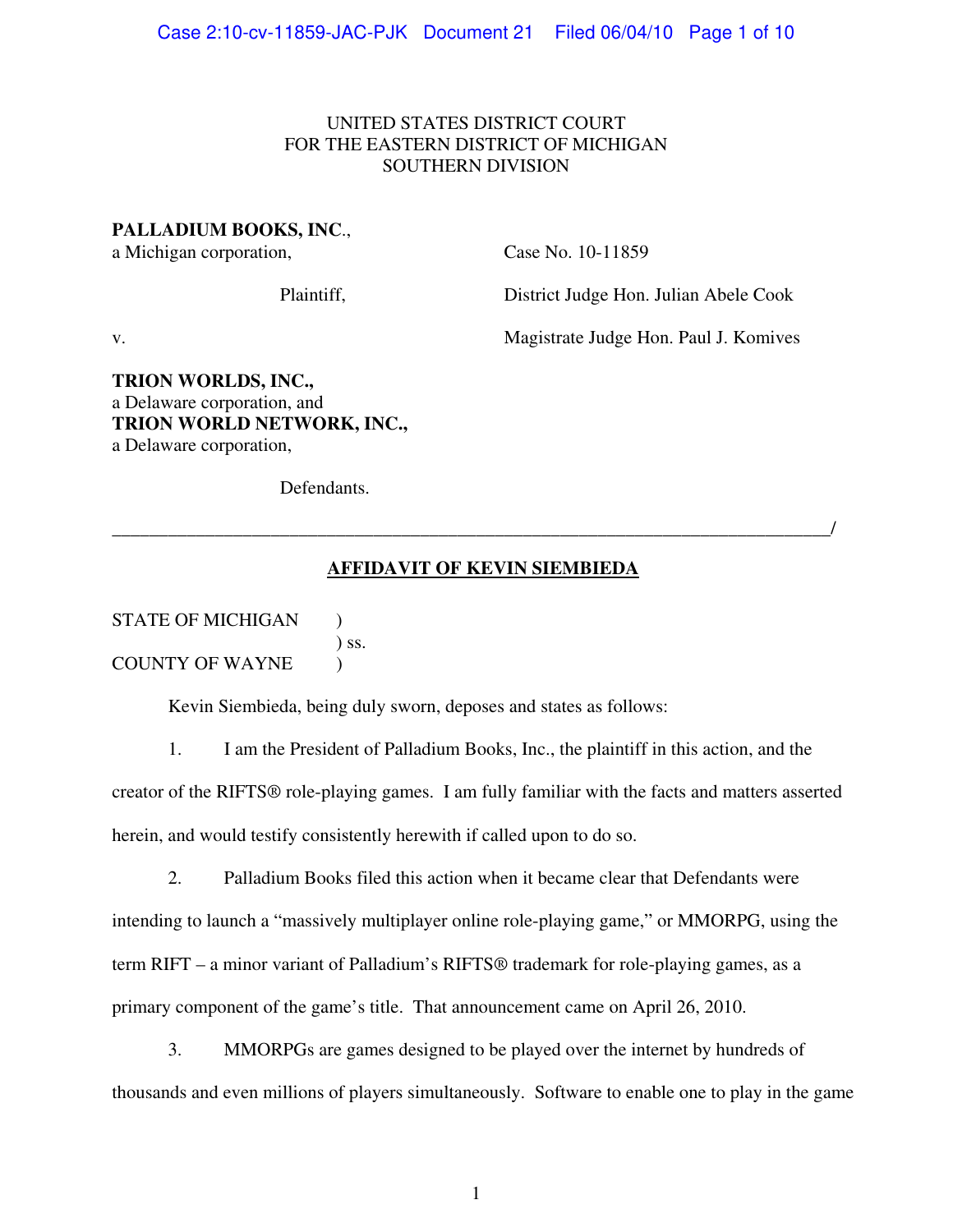UNITED STATES DISTRICT COURT
FOR THE EASTERN DISTRICT OF MICHIGAN
SOUTHERN DIVISION

**PALLADIUM BOOKS, INC**.,
a Michigan corporation,

Plaintiff,

v.

**TRION WORLDS, INC.,**
a Delaware corporation, and
**TRION WORLD NETWORK, INC.,**
a Delaware corporation,

Defendants.

Case No. 10-11859

District Judge Hon. Julian Abele Cook

Magistrate Judge Hon. Paul J. Komives

______________________________________________________________________________/

## AFFIDAVIT OF KEVIN SIEMBIEDA

STATE OF MICHIGAN )
) ss.
COUNTY OF WAYNE )

Kevin Siembieda, being duly sworn, deposes and states as follows:

1. I am the President of Palladium Books, Inc., the plaintiff in this action, and the creator of the RIFTS® role-playing games. I am fully familiar with the facts and matters asserted herein, and would testify consistently herewith if called upon to do so.

2. Palladium Books filed this action when it became clear that Defendants were intending to launch a "massively multiplayer online role-playing game," or MMORPG, using the term RIFT – a minor variant of Palladium's RIFTS® trademark for role-playing games, as a primary component of the game's title. That announcement came on April 26, 2010.

3. MMORPGs are games designed to be played over the internet by hundreds of thousands and even millions of players simultaneously. Software to enable one to play in the game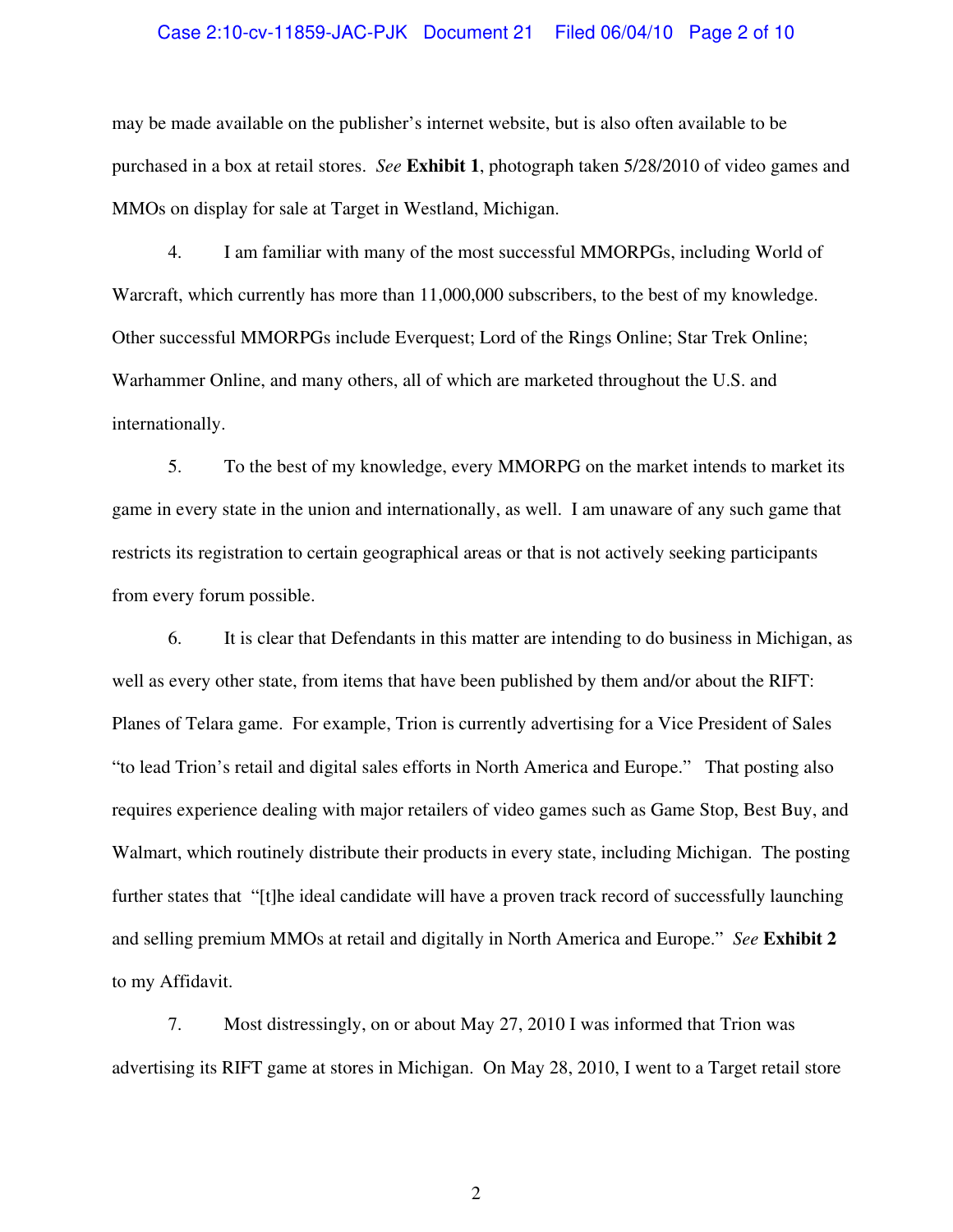may be made available on the publisher's internet website, but is also often available to be purchased in a box at retail stores. *See* **Exhibit 1**, photograph taken 5/28/2010 of video games and MMOs on display for sale at Target in Westland, Michigan.

4. I am familiar with many of the most successful MMORPGs, including World of Warcraft, which currently has more than 11,000,000 subscribers, to the best of my knowledge. Other successful MMORPGs include Everquest; Lord of the Rings Online; Star Trek Online; Warhammer Online, and many others, all of which are marketed throughout the U.S. and internationally.

5. To the best of my knowledge, every MMORPG on the market intends to market its game in every state in the union and internationally, as well. I am unaware of any such game that restricts its registration to certain geographical areas or that is not actively seeking participants from every forum possible.

6. It is clear that Defendants in this matter are intending to do business in Michigan, as well as every other state, from items that have been published by them and/or about the RIFT: Planes of Telara game. For example, Trion is currently advertising for a Vice President of Sales "to lead Trion's retail and digital sales efforts in North America and Europe." That posting also requires experience dealing with major retailers of video games such as Game Stop, Best Buy, and Walmart, which routinely distribute their products in every state, including Michigan. The posting further states that "[t]he ideal candidate will have a proven track record of successfully launching and selling premium MMOs at retail and digitally in North America and Europe." *See* **Exhibit 2** to my Affidavit.

7. Most distressingly, on or about May 27, 2010 I was informed that Trion was advertising its RIFT game at stores in Michigan. On May 28, 2010, I went to a Target retail store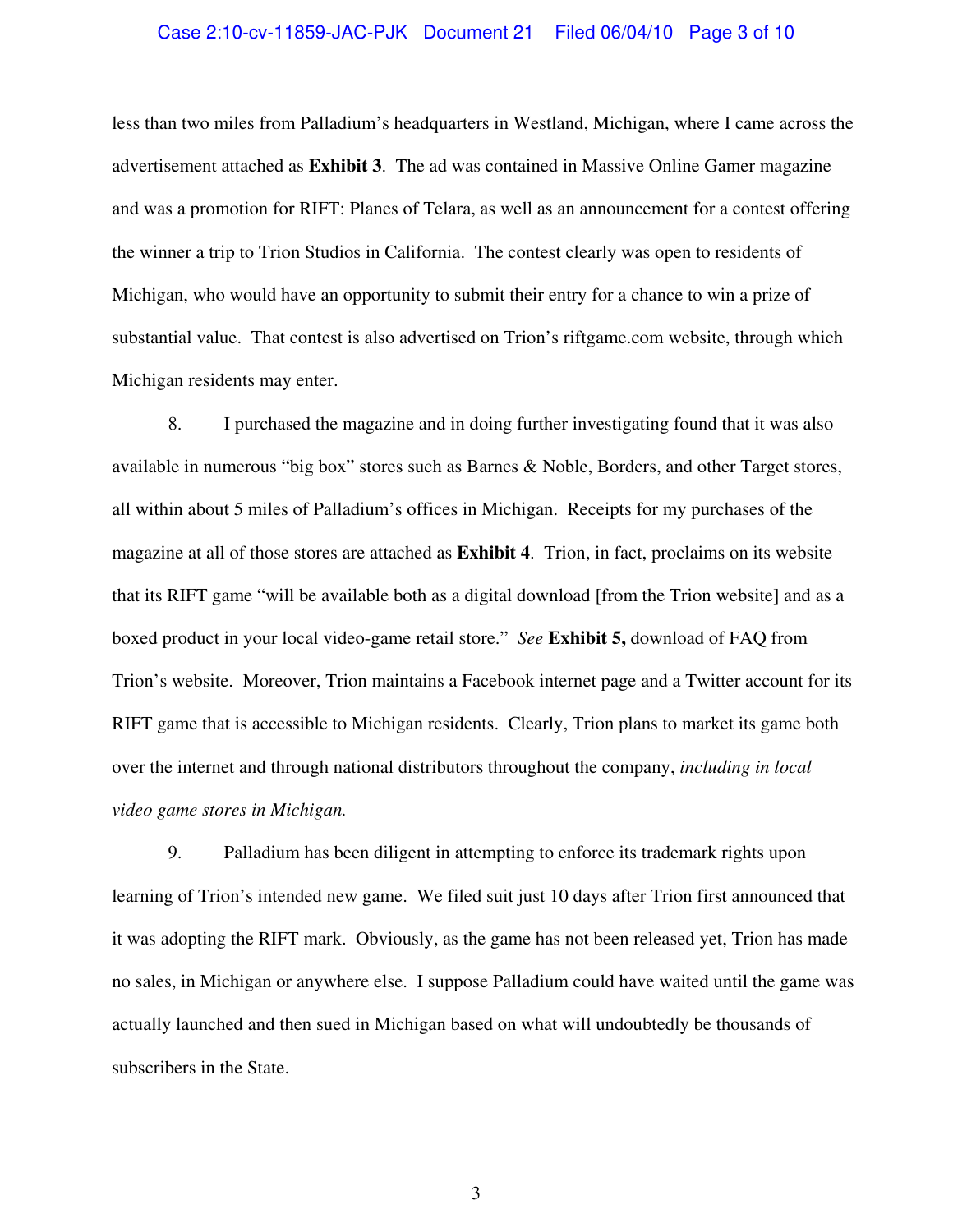less than two miles from Palladium's headquarters in Westland, Michigan, where I came across the advertisement attached as **Exhibit 3**. The ad was contained in Massive Online Gamer magazine and was a promotion for RIFT: Planes of Telara, as well as an announcement for a contest offering the winner a trip to Trion Studios in California. The contest clearly was open to residents of Michigan, who would have an opportunity to submit their entry for a chance to win a prize of substantial value. That contest is also advertised on Trion's riftgame.com website, through which Michigan residents may enter.

8. I purchased the magazine and in doing further investigating found that it was also available in numerous "big box" stores such as Barnes & Noble, Borders, and other Target stores, all within about 5 miles of Palladium's offices in Michigan. Receipts for my purchases of the magazine at all of those stores are attached as **Exhibit 4**. Trion, in fact, proclaims on its website that its RIFT game "will be available both as a digital download [from the Trion website] and as a boxed product in your local video-game retail store." *See* **Exhibit 5,** download of FAQ from Trion's website. Moreover, Trion maintains a Facebook internet page and a Twitter account for its RIFT game that is accessible to Michigan residents. Clearly, Trion plans to market its game both over the internet and through national distributors throughout the company, *including in local video game stores in Michigan.*

9. Palladium has been diligent in attempting to enforce its trademark rights upon learning of Trion's intended new game. We filed suit just 10 days after Trion first announced that it was adopting the RIFT mark. Obviously, as the game has not been released yet, Trion has made no sales, in Michigan or anywhere else. I suppose Palladium could have waited until the game was actually launched and then sued in Michigan based on what will undoubtedly be thousands of subscribers in the State.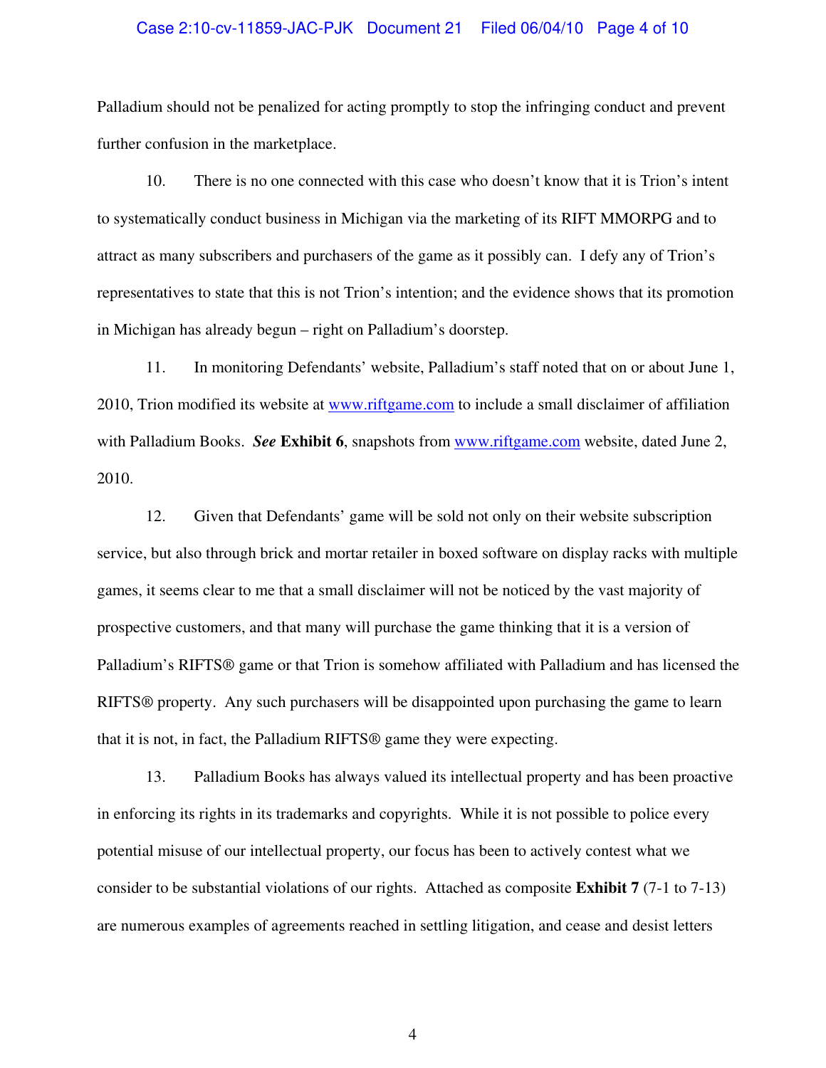Palladium should not be penalized for acting promptly to stop the infringing conduct and prevent further confusion in the marketplace.

10. There is no one connected with this case who doesn't know that it is Trion's intent to systematically conduct business in Michigan via the marketing of its RIFT MMORPG and to attract as many subscribers and purchasers of the game as it possibly can. I defy any of Trion's representatives to state that this is not Trion's intention; and the evidence shows that its promotion in Michigan has already begun – right on Palladium's doorstep.

11. In monitoring Defendants' website, Palladium's staff noted that on or about June 1, 2010, Trion modified its website at www.riftgame.com to include a small disclaimer of affiliation with Palladium Books. ***See*** **Exhibit 6**, snapshots from www.riftgame.com website, dated June 2, 2010.

12. Given that Defendants' game will be sold not only on their website subscription service, but also through brick and mortar retailer in boxed software on display racks with multiple games, it seems clear to me that a small disclaimer will not be noticed by the vast majority of prospective customers, and that many will purchase the game thinking that it is a version of Palladium's RIFTS® game or that Trion is somehow affiliated with Palladium and has licensed the RIFTS® property. Any such purchasers will be disappointed upon purchasing the game to learn that it is not, in fact, the Palladium RIFTS® game they were expecting.

13. Palladium Books has always valued its intellectual property and has been proactive in enforcing its rights in its trademarks and copyrights. While it is not possible to police every potential misuse of our intellectual property, our focus has been to actively contest what we consider to be substantial violations of our rights. Attached as composite **Exhibit 7** (7-1 to 7-13) are numerous examples of agreements reached in settling litigation, and cease and desist letters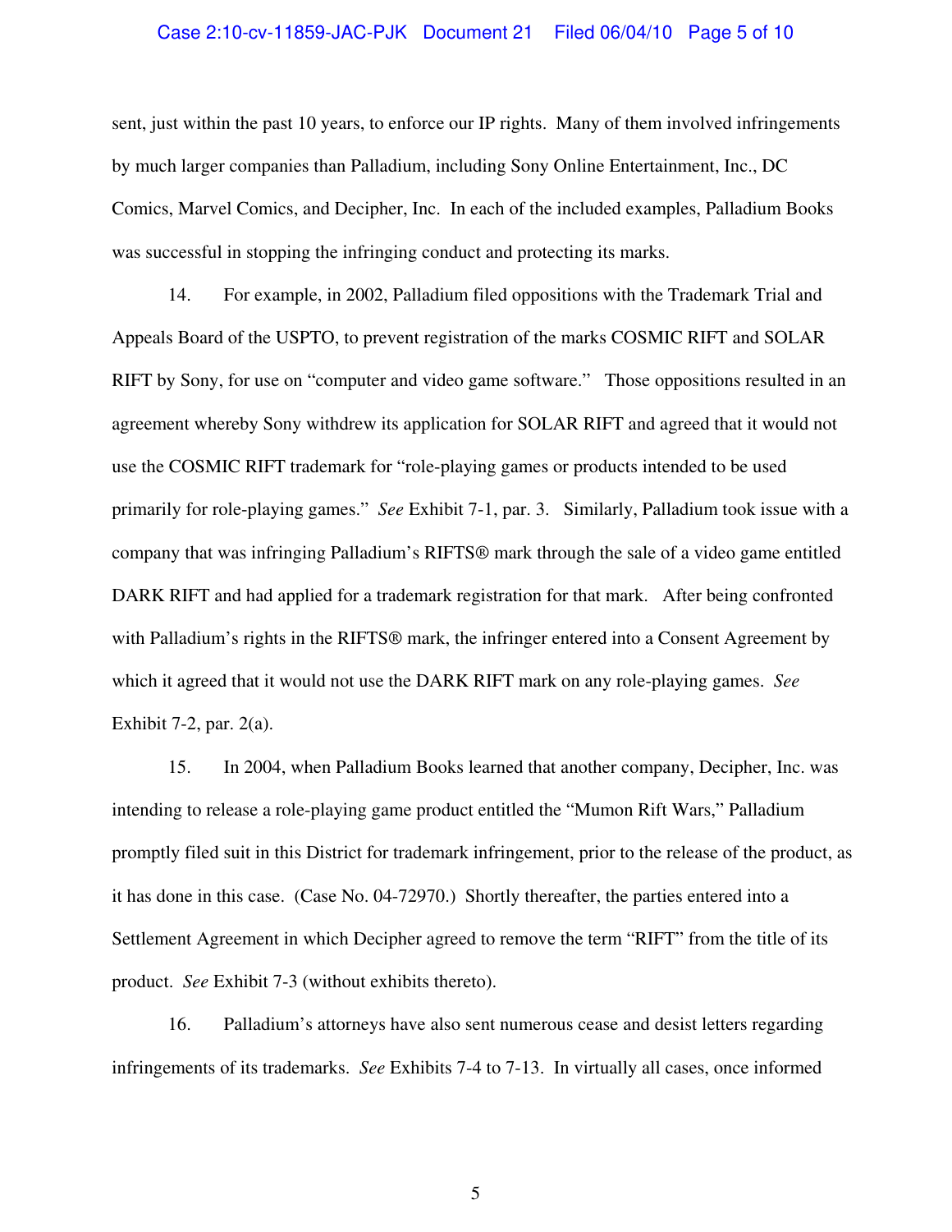sent, just within the past 10 years, to enforce our IP rights. Many of them involved infringements by much larger companies than Palladium, including Sony Online Entertainment, Inc., DC Comics, Marvel Comics, and Decipher, Inc. In each of the included examples, Palladium Books was successful in stopping the infringing conduct and protecting its marks.

14. For example, in 2002, Palladium filed oppositions with the Trademark Trial and Appeals Board of the USPTO, to prevent registration of the marks COSMIC RIFT and SOLAR RIFT by Sony, for use on "computer and video game software." Those oppositions resulted in an agreement whereby Sony withdrew its application for SOLAR RIFT and agreed that it would not use the COSMIC RIFT trademark for "role-playing games or products intended to be used primarily for role-playing games." *See* Exhibit 7-1, par. 3. Similarly, Palladium took issue with a company that was infringing Palladium's RIFTS® mark through the sale of a video game entitled DARK RIFT and had applied for a trademark registration for that mark. After being confronted with Palladium's rights in the RIFTS® mark, the infringer entered into a Consent Agreement by which it agreed that it would not use the DARK RIFT mark on any role-playing games. *See* Exhibit 7-2, par. 2(a).

15. In 2004, when Palladium Books learned that another company, Decipher, Inc. was intending to release a role-playing game product entitled the "Mumon Rift Wars," Palladium promptly filed suit in this District for trademark infringement, prior to the release of the product, as it has done in this case. (Case No. 04-72970.) Shortly thereafter, the parties entered into a Settlement Agreement in which Decipher agreed to remove the term "RIFT" from the title of its product. *See* Exhibit 7-3 (without exhibits thereto).

16. Palladium's attorneys have also sent numerous cease and desist letters regarding infringements of its trademarks. *See* Exhibits 7-4 to 7-13. In virtually all cases, once informed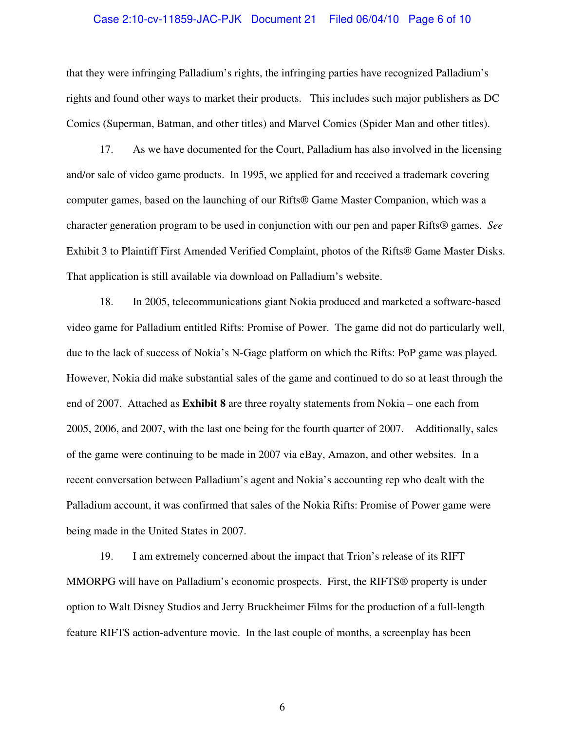that they were infringing Palladium's rights, the infringing parties have recognized Palladium's rights and found other ways to market their products. This includes such major publishers as DC Comics (Superman, Batman, and other titles) and Marvel Comics (Spider Man and other titles).

17. As we have documented for the Court, Palladium has also involved in the licensing and/or sale of video game products. In 1995, we applied for and received a trademark covering computer games, based on the launching of our Rifts® Game Master Companion, which was a character generation program to be used in conjunction with our pen and paper Rifts® games. *See* Exhibit 3 to Plaintiff First Amended Verified Complaint, photos of the Rifts® Game Master Disks. That application is still available via download on Palladium's website.

18. In 2005, telecommunications giant Nokia produced and marketed a software-based video game for Palladium entitled Rifts: Promise of Power. The game did not do particularly well, due to the lack of success of Nokia's N-Gage platform on which the Rifts: PoP game was played. However, Nokia did make substantial sales of the game and continued to do so at least through the end of 2007. Attached as **Exhibit 8** are three royalty statements from Nokia – one each from 2005, 2006, and 2007, with the last one being for the fourth quarter of 2007. Additionally, sales of the game were continuing to be made in 2007 via eBay, Amazon, and other websites. In a recent conversation between Palladium's agent and Nokia's accounting rep who dealt with the Palladium account, it was confirmed that sales of the Nokia Rifts: Promise of Power game were being made in the United States in 2007.

19. I am extremely concerned about the impact that Trion's release of its RIFT MMORPG will have on Palladium's economic prospects. First, the RIFTS® property is under option to Walt Disney Studios and Jerry Bruckheimer Films for the production of a full-length feature RIFTS action-adventure movie. In the last couple of months, a screenplay has been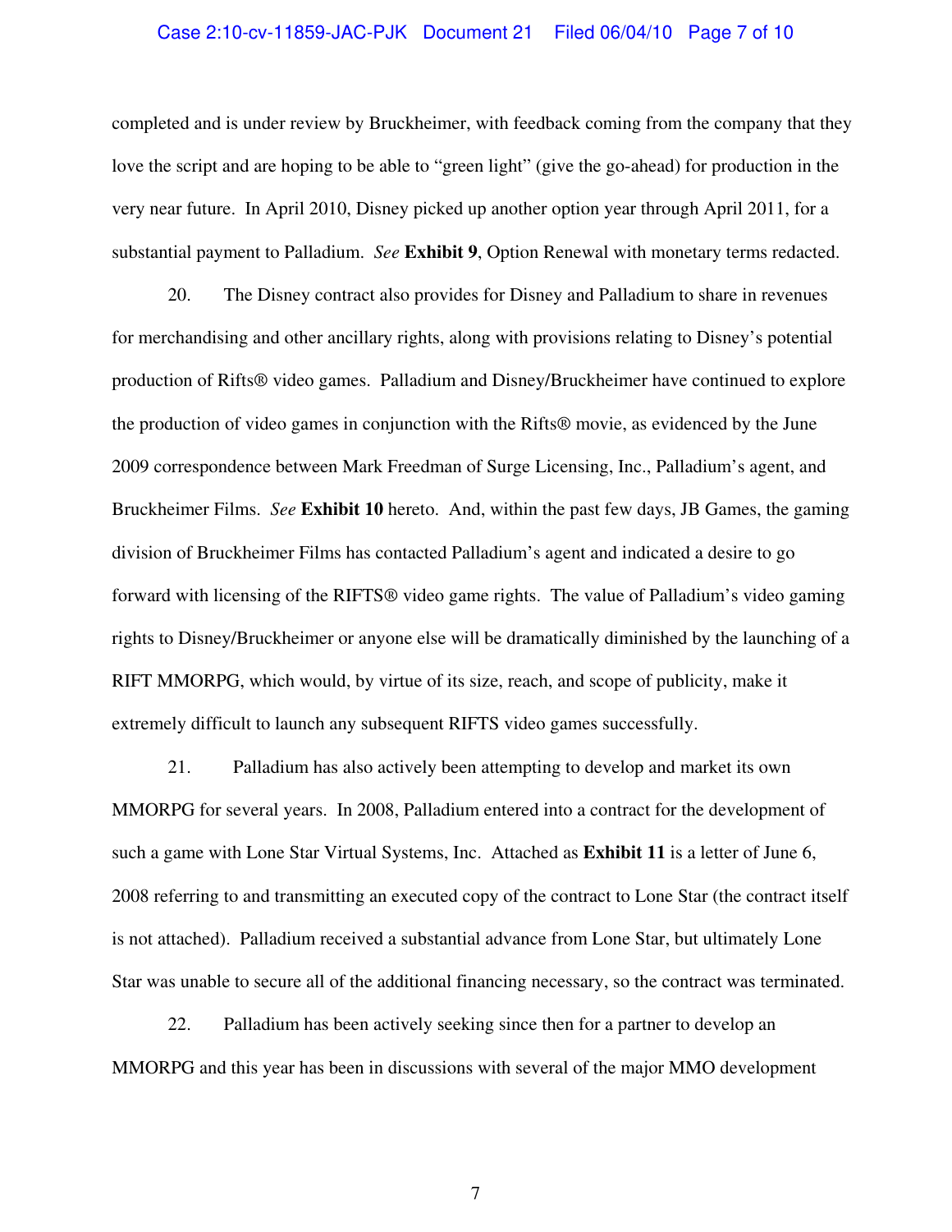completed and is under review by Bruckheimer, with feedback coming from the company that they love the script and are hoping to be able to "green light" (give the go-ahead) for production in the very near future. In April 2010, Disney picked up another option year through April 2011, for a substantial payment to Palladium. *See* **Exhibit 9**, Option Renewal with monetary terms redacted.

20. The Disney contract also provides for Disney and Palladium to share in revenues for merchandising and other ancillary rights, along with provisions relating to Disney's potential production of Rifts® video games. Palladium and Disney/Bruckheimer have continued to explore the production of video games in conjunction with the Rifts® movie, as evidenced by the June 2009 correspondence between Mark Freedman of Surge Licensing, Inc., Palladium's agent, and Bruckheimer Films. *See* **Exhibit 10** hereto. And, within the past few days, JB Games, the gaming division of Bruckheimer Films has contacted Palladium's agent and indicated a desire to go forward with licensing of the RIFTS® video game rights. The value of Palladium's video gaming rights to Disney/Bruckheimer or anyone else will be dramatically diminished by the launching of a RIFT MMORPG, which would, by virtue of its size, reach, and scope of publicity, make it extremely difficult to launch any subsequent RIFTS video games successfully.

21. Palladium has also actively been attempting to develop and market its own MMORPG for several years. In 2008, Palladium entered into a contract for the development of such a game with Lone Star Virtual Systems, Inc. Attached as **Exhibit 11** is a letter of June 6, 2008 referring to and transmitting an executed copy of the contract to Lone Star (the contract itself is not attached). Palladium received a substantial advance from Lone Star, but ultimately Lone Star was unable to secure all of the additional financing necessary, so the contract was terminated.

22. Palladium has been actively seeking since then for a partner to develop an MMORPG and this year has been in discussions with several of the major MMO development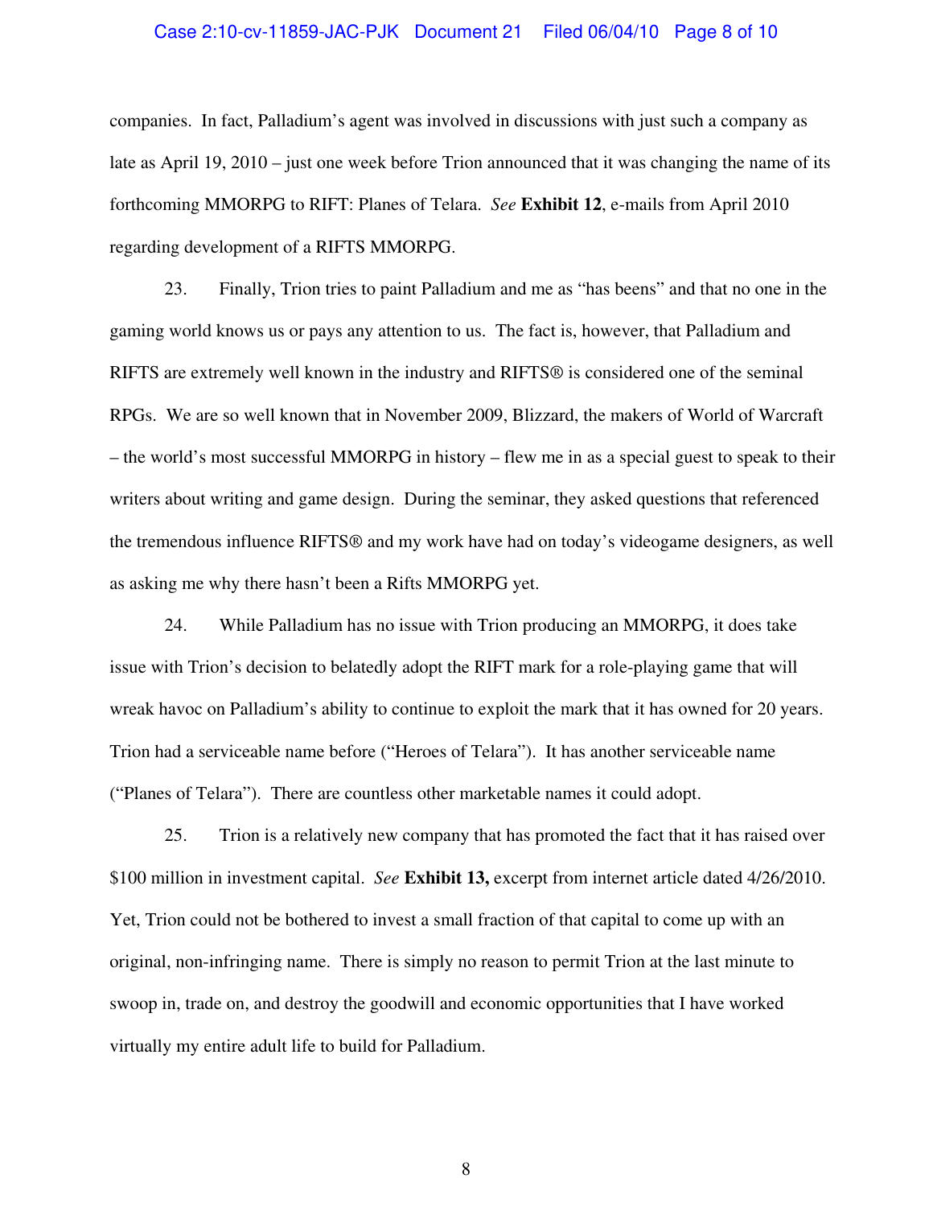companies. In fact, Palladium's agent was involved in discussions with just such a company as late as April 19, 2010 – just one week before Trion announced that it was changing the name of its forthcoming MMORPG to RIFT: Planes of Telara. *See* **Exhibit 12**, e-mails from April 2010 regarding development of a RIFTS MMORPG.

23. Finally, Trion tries to paint Palladium and me as "has beens" and that no one in the gaming world knows us or pays any attention to us. The fact is, however, that Palladium and RIFTS are extremely well known in the industry and RIFTS® is considered one of the seminal RPGs. We are so well known that in November 2009, Blizzard, the makers of World of Warcraft – the world's most successful MMORPG in history – flew me in as a special guest to speak to their writers about writing and game design. During the seminar, they asked questions that referenced the tremendous influence RIFTS® and my work have had on today's videogame designers, as well as asking me why there hasn't been a Rifts MMORPG yet.

24. While Palladium has no issue with Trion producing an MMORPG, it does take issue with Trion's decision to belatedly adopt the RIFT mark for a role-playing game that will wreak havoc on Palladium's ability to continue to exploit the mark that it has owned for 20 years. Trion had a serviceable name before ("Heroes of Telara"). It has another serviceable name ("Planes of Telara"). There are countless other marketable names it could adopt.

25. Trion is a relatively new company that has promoted the fact that it has raised over $100 million in investment capital. *See* **Exhibit 13,** excerpt from internet article dated 4/26/2010. Yet, Trion could not be bothered to invest a small fraction of that capital to come up with an original, non-infringing name. There is simply no reason to permit Trion at the last minute to swoop in, trade on, and destroy the goodwill and economic opportunities that I have worked virtually my entire adult life to build for Palladium.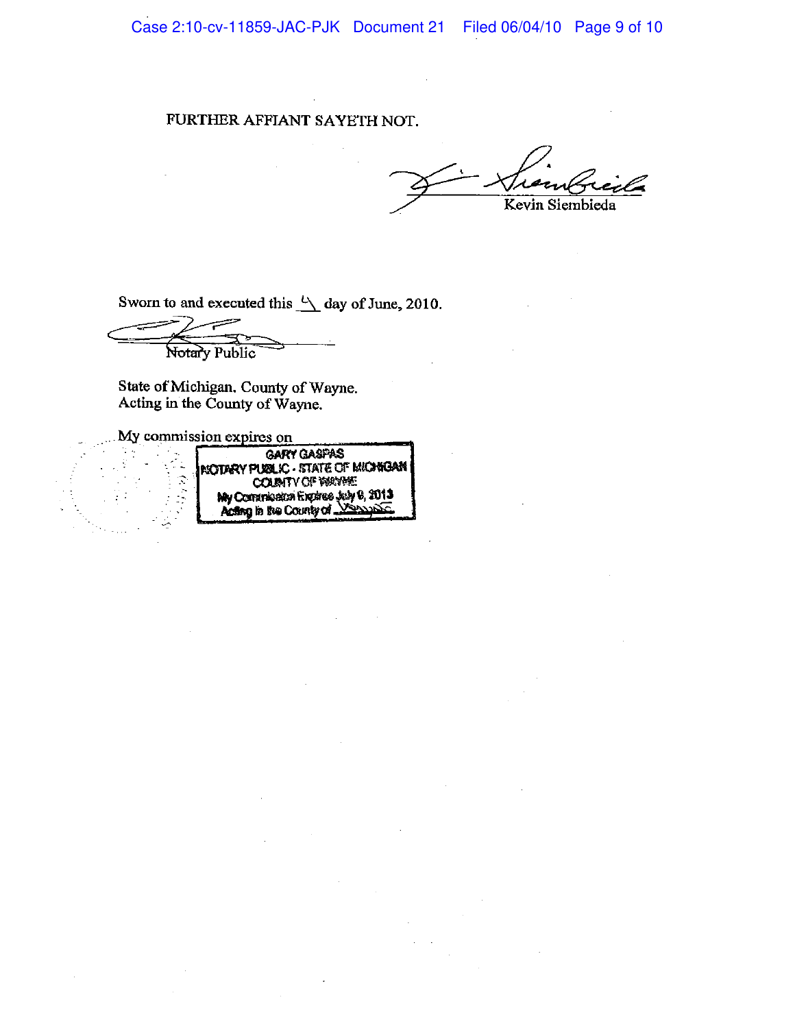FURTHER AFFIANT SAYETH NOT.

Kevin Siembieda

Sworn to and executed this 4 day of June, 2010.

Notary Public

State of Michigan, County of Wayne.
Acting in the County of Wayne.

My commission expires on

GARY GASPAS
NOTARY PUBLIC - STATE OF MICHIGAN
COUNTY OF WAYNE
My Commission Expires July 9, 2013
Acting in the County of Wayne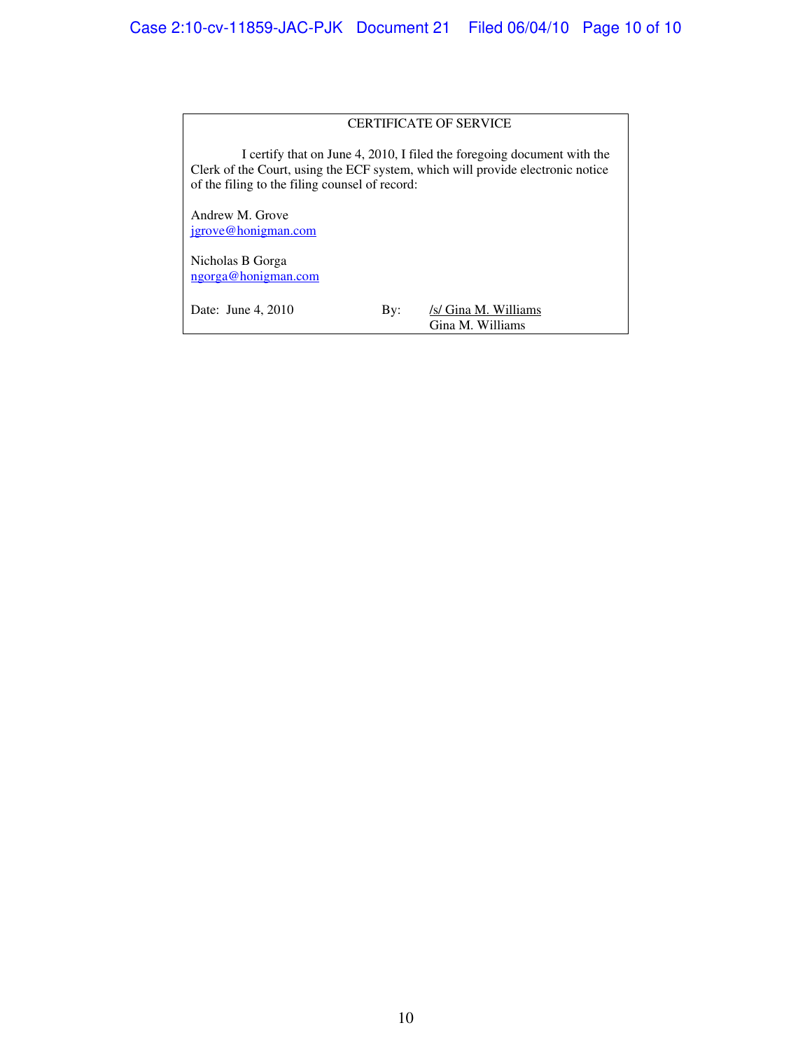## CERTIFICATE OF SERVICE

I certify that on June 4, 2010, I filed the foregoing document with the Clerk of the Court, using the ECF system, which will provide electronic notice of the filing to the filing counsel of record:

Andrew M. Grove
jgrove@honigman.com

Nicholas B Gorga
ngorga@honigman.com

Date: June 4, 2010 By: /s/ Gina M. Williams
Gina M. Williams